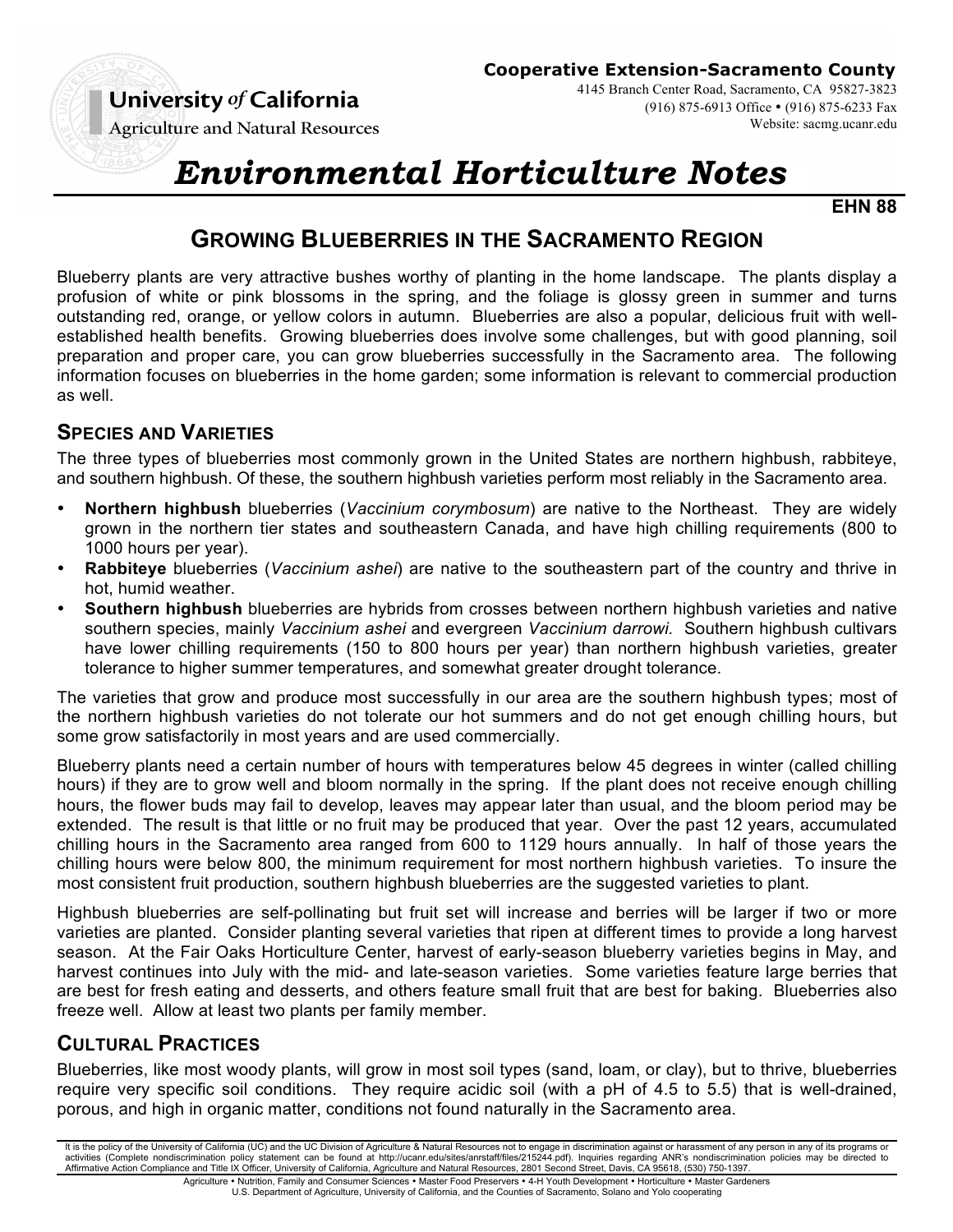**University *of* California**
Agriculture and Natural Resources

**Cooperative Extension-Sacramento County**
4145 Branch Center Road, Sacramento, CA 95827-3823
(916) 875-6913 Office • (916) 875-6233 Fax
Website: sacmg.ucanr.edu

# *Environmental Horticulture Notes*

**EHN 88**

## GROWING BLUEBERRIES IN THE SACRAMENTO REGION

Blueberry plants are very attractive bushes worthy of planting in the home landscape. The plants display a profusion of white or pink blossoms in the spring, and the foliage is glossy green in summer and turns outstanding red, orange, or yellow colors in autumn. Blueberries are also a popular, delicious fruit with well-established health benefits. Growing blueberries does involve some challenges, but with good planning, soil preparation and proper care, you can grow blueberries successfully in the Sacramento area. The following information focuses on blueberries in the home garden; some information is relevant to commercial production as well.

### SPECIES AND VARIETIES

The three types of blueberries most commonly grown in the United States are northern highbush, rabbiteye, and southern highbush. Of these, the southern highbush varieties perform most reliably in the Sacramento area.

- **Northern highbush** blueberries (*Vaccinium corymbosum*) are native to the Northeast. They are widely grown in the northern tier states and southeastern Canada, and have high chilling requirements (800 to 1000 hours per year).
- **Rabbiteye** blueberries (*Vaccinium ashei*) are native to the southeastern part of the country and thrive in hot, humid weather.
- **Southern highbush** blueberries are hybrids from crosses between northern highbush varieties and native southern species, mainly *Vaccinium ashei* and evergreen *Vaccinium darrowi.* Southern highbush cultivars have lower chilling requirements (150 to 800 hours per year) than northern highbush varieties, greater tolerance to higher summer temperatures, and somewhat greater drought tolerance.

The varieties that grow and produce most successfully in our area are the southern highbush types; most of the northern highbush varieties do not tolerate our hot summers and do not get enough chilling hours, but some grow satisfactorily in most years and are used commercially.

Blueberry plants need a certain number of hours with temperatures below 45 degrees in winter (called chilling hours) if they are to grow well and bloom normally in the spring. If the plant does not receive enough chilling hours, the flower buds may fail to develop, leaves may appear later than usual, and the bloom period may be extended. The result is that little or no fruit may be produced that year. Over the past 12 years, accumulated chilling hours in the Sacramento area ranged from 600 to 1129 hours annually. In half of those years the chilling hours were below 800, the minimum requirement for most northern highbush varieties. To insure the most consistent fruit production, southern highbush blueberries are the suggested varieties to plant.

Highbush blueberries are self-pollinating but fruit set will increase and berries will be larger if two or more varieties are planted. Consider planting several varieties that ripen at different times to provide a long harvest season. At the Fair Oaks Horticulture Center, harvest of early-season blueberry varieties begins in May, and harvest continues into July with the mid- and late-season varieties. Some varieties feature large berries that are best for fresh eating and desserts, and others feature small fruit that are best for baking. Blueberries also freeze well. Allow at least two plants per family member.

### CULTURAL PRACTICES

Blueberries, like most woody plants, will grow in most soil types (sand, loam, or clay), but to thrive, blueberries require very specific soil conditions. They require acidic soil (with a pH of 4.5 to 5.5) that is well-drained, porous, and high in organic matter, conditions not found naturally in the Sacramento area.

It is the policy of the University of California (UC) and the UC Division of Agriculture & Natural Resources not to engage in discrimination against or harassment of any person in any of its programs or activities (Complete nondiscrimination policy statement can be found at http://ucanr.edu/sites/anrstaff/files/215244.pdf). Inquiries regarding ANR's nondiscrimination policies may be directed to Affirmative Action Compliance and Title IX Officer, University of California, Agriculture and Natural Resources, 2801 Second Street, Davis, CA 95618, (530) 750-1397.

Agriculture • Nutrition, Family and Consumer Sciences • Master Food Preservers • 4-H Youth Development • Horticulture • Master Gardeners
U.S. Department of Agriculture, University of California, and the Counties of Sacramento, Solano and Yolo cooperating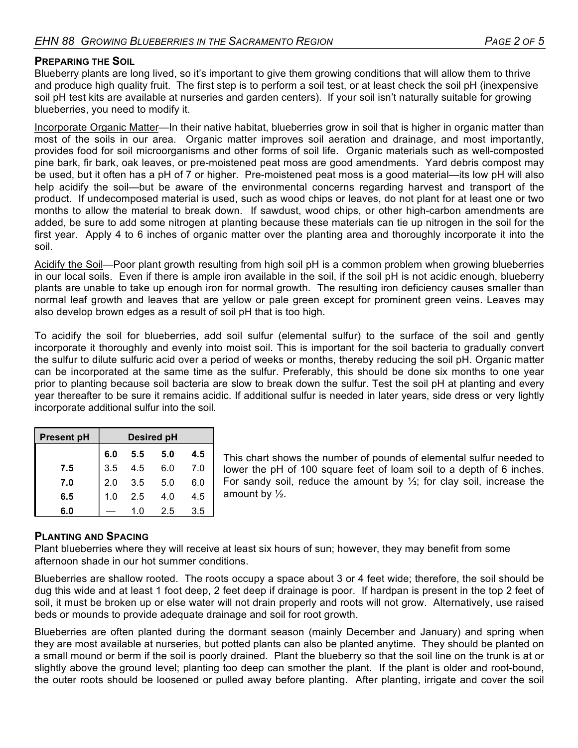## Preparing the Soil

Blueberry plants are long lived, so it's important to give them growing conditions that will allow them to thrive and produce high quality fruit. The first step is to perform a soil test, or at least check the soil pH (inexpensive soil pH test kits are available at nurseries and garden centers). If your soil isn't naturally suitable for growing blueberries, you need to modify it.

Incorporate Organic Matter—In their native habitat, blueberries grow in soil that is higher in organic matter than most of the soils in our area. Organic matter improves soil aeration and drainage, and most importantly, provides food for soil microorganisms and other forms of soil life. Organic materials such as well-composted pine bark, fir bark, oak leaves, or pre-moistened peat moss are good amendments. Yard debris compost may be used, but it often has a pH of 7 or higher. Pre-moistened peat moss is a good material—its low pH will also help acidify the soil—but be aware of the environmental concerns regarding harvest and transport of the product. If undecomposed material is used, such as wood chips or leaves, do not plant for at least one or two months to allow the material to break down. If sawdust, wood chips, or other high-carbon amendments are added, be sure to add some nitrogen at planting because these materials can tie up nitrogen in the soil for the first year. Apply 4 to 6 inches of organic matter over the planting area and thoroughly incorporate it into the soil.

Acidify the Soil—Poor plant growth resulting from high soil pH is a common problem when growing blueberries in our local soils. Even if there is ample iron available in the soil, if the soil pH is not acidic enough, blueberry plants are unable to take up enough iron for normal growth. The resulting iron deficiency causes smaller than normal leaf growth and leaves that are yellow or pale green except for prominent green veins. Leaves may also develop brown edges as a result of soil pH that is too high.

To acidify the soil for blueberries, add soil sulfur (elemental sulfur) to the surface of the soil and gently incorporate it thoroughly and evenly into moist soil. This is important for the soil bacteria to gradually convert the sulfur to dilute sulfuric acid over a period of weeks or months, thereby reducing the soil pH. Organic matter can be incorporated at the same time as the sulfur. Preferably, this should be done six months to one year prior to planting because soil bacteria are slow to break down the sulfur. Test the soil pH at planting and every year thereafter to be sure it remains acidic. If additional sulfur is needed in later years, side dress or very lightly incorporate additional sulfur into the soil.

| Present pH | Desired pH | | | |
|---|---|---|---|---|
| | **6.0** | **5.5** | **5.0** | **4.5** |
| **7.5** | 3.5 | 4.5 | 6.0 | 7.0 |
| **7.0** | 2.0 | 3.5 | 5.0 | 6.0 |
| **6.5** | 1.0 | 2.5 | 4.0 | 4.5 |
| **6.0** | — | 1.0 | 2.5 | 3.5 |

This chart shows the number of pounds of elemental sulfur needed to lower the pH of 100 square feet of loam soil to a depth of 6 inches. For sandy soil, reduce the amount by ⅓; for clay soil, increase the amount by ½.

## Planting and Spacing

Plant blueberries where they will receive at least six hours of sun; however, they may benefit from some afternoon shade in our hot summer conditions.

Blueberries are shallow rooted. The roots occupy a space about 3 or 4 feet wide; therefore, the soil should be dug this wide and at least 1 foot deep, 2 feet deep if drainage is poor. If hardpan is present in the top 2 feet of soil, it must be broken up or else water will not drain properly and roots will not grow. Alternatively, use raised beds or mounds to provide adequate drainage and soil for root growth.

Blueberries are often planted during the dormant season (mainly December and January) and spring when they are most available at nurseries, but potted plants can also be planted anytime. They should be planted on a small mound or berm if the soil is poorly drained. Plant the blueberry so that the soil line on the trunk is at or slightly above the ground level; planting too deep can smother the plant. If the plant is older and root-bound, the outer roots should be loosened or pulled away before planting. After planting, irrigate and cover the soil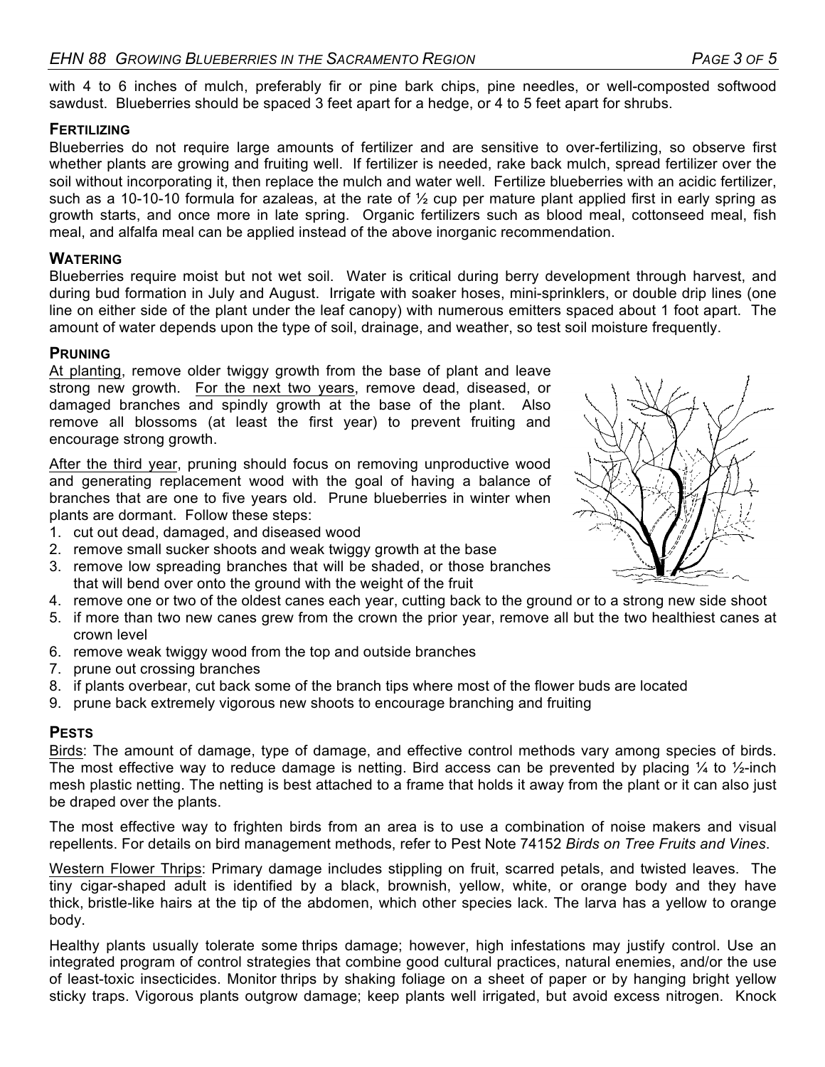with 4 to 6 inches of mulch, preferably fir or pine bark chips, pine needles, or well-composted softwood sawdust. Blueberries should be spaced 3 feet apart for a hedge, or 4 to 5 feet apart for shrubs.

## Fertilizing

Blueberries do not require large amounts of fertilizer and are sensitive to over-fertilizing, so observe first whether plants are growing and fruiting well. If fertilizer is needed, rake back mulch, spread fertilizer over the soil without incorporating it, then replace the mulch and water well. Fertilize blueberries with an acidic fertilizer, such as a 10-10-10 formula for azaleas, at the rate of ½ cup per mature plant applied first in early spring as growth starts, and once more in late spring. Organic fertilizers such as blood meal, cottonseed meal, fish meal, and alfalfa meal can be applied instead of the above inorganic recommendation.

## Watering

Blueberries require moist but not wet soil. Water is critical during berry development through harvest, and during bud formation in July and August. Irrigate with soaker hoses, mini-sprinklers, or double drip lines (one line on either side of the plant under the leaf canopy) with numerous emitters spaced about 1 foot apart. The amount of water depends upon the type of soil, drainage, and weather, so test soil moisture frequently.

## Pruning

At planting, remove older twiggy growth from the base of plant and leave strong new growth. For the next two years, remove dead, diseased, or damaged branches and spindly growth at the base of the plant. Also remove all blossoms (at least the first year) to prevent fruiting and encourage strong growth.

After the third year, pruning should focus on removing unproductive wood and generating replacement wood with the goal of having a balance of branches that are one to five years old. Prune blueberries in winter when plants are dormant. Follow these steps:

1. cut out dead, damaged, and diseased wood
2. remove small sucker shoots and weak twiggy growth at the base
3. remove low spreading branches that will be shaded, or those branches that will bend over onto the ground with the weight of the fruit
4. remove one or two of the oldest canes each year, cutting back to the ground or to a strong new side shoot
5. if more than two new canes grew from the crown the prior year, remove all but the two healthiest canes at crown level
6. remove weak twiggy wood from the top and outside branches
7. prune out crossing branches
8. if plants overbear, cut back some of the branch tips where most of the flower buds are located
9. prune back extremely vigorous new shoots to encourage branching and fruiting

## Pests

Birds: The amount of damage, type of damage, and effective control methods vary among species of birds. The most effective way to reduce damage is netting. Bird access can be prevented by placing ¼ to ½-inch mesh plastic netting. The netting is best attached to a frame that holds it away from the plant or it can also just be draped over the plants.

The most effective way to frighten birds from an area is to use a combination of noise makers and visual repellents. For details on bird management methods, refer to Pest Note 74152 *Birds on Tree Fruits and Vines*.

Western Flower Thrips: Primary damage includes stippling on fruit, scarred petals, and twisted leaves. The tiny cigar-shaped adult is identified by a black, brownish, yellow, white, or orange body and they have thick, bristle-like hairs at the tip of the abdomen, which other species lack. The larva has a yellow to orange body.

Healthy plants usually tolerate some thrips damage; however, high infestations may justify control. Use an integrated program of control strategies that combine good cultural practices, natural enemies, and/or the use of least-toxic insecticides. Monitor thrips by shaking foliage on a sheet of paper or by hanging bright yellow sticky traps. Vigorous plants outgrow damage; keep plants well irrigated, but avoid excess nitrogen. Knock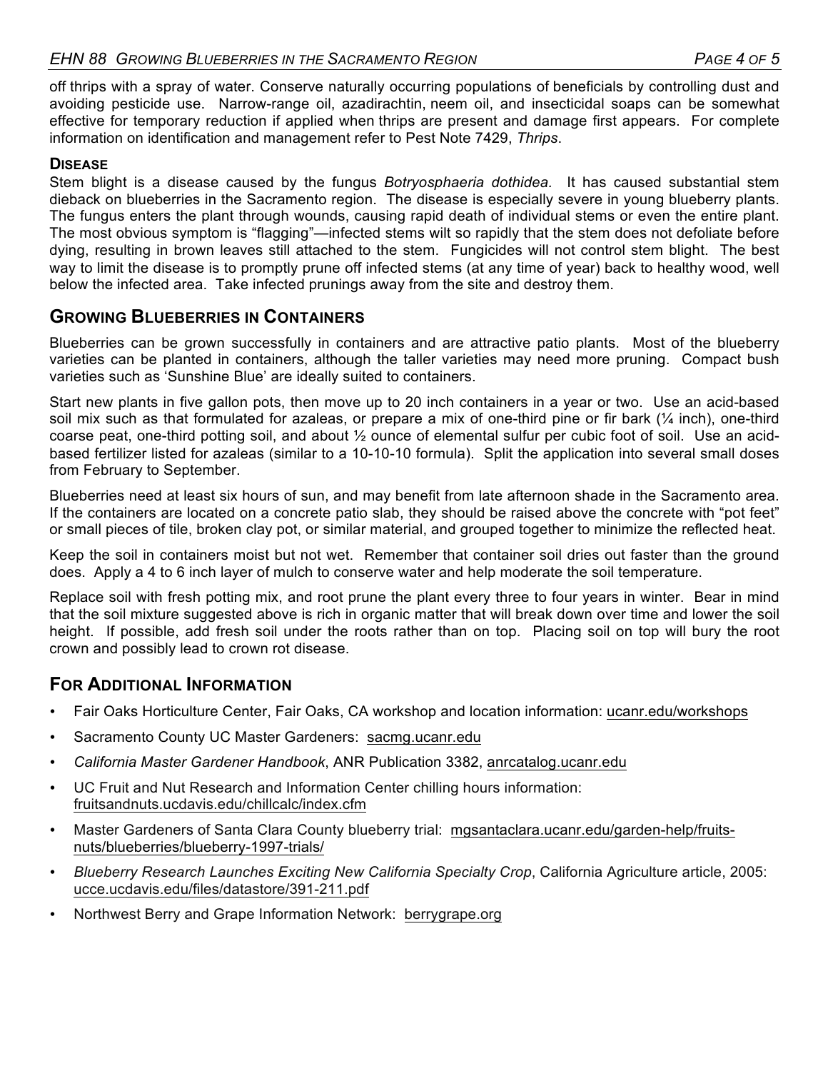off thrips with a spray of water. Conserve naturally occurring populations of beneficials by controlling dust and avoiding pesticide use. Narrow-range oil, azadirachtin, neem oil, and insecticidal soaps can be somewhat effective for temporary reduction if applied when thrips are present and damage first appears. For complete information on identification and management refer to Pest Note 7429, *Thrips*.

### Disease

Stem blight is a disease caused by the fungus *Botryosphaeria dothidea.* It has caused substantial stem dieback on blueberries in the Sacramento region. The disease is especially severe in young blueberry plants. The fungus enters the plant through wounds, causing rapid death of individual stems or even the entire plant. The most obvious symptom is "flagging"—infected stems wilt so rapidly that the stem does not defoliate before dying, resulting in brown leaves still attached to the stem. Fungicides will not control stem blight. The best way to limit the disease is to promptly prune off infected stems (at any time of year) back to healthy wood, well below the infected area. Take infected prunings away from the site and destroy them.

## Growing Blueberries in Containers

Blueberries can be grown successfully in containers and are attractive patio plants. Most of the blueberry varieties can be planted in containers, although the taller varieties may need more pruning. Compact bush varieties such as 'Sunshine Blue' are ideally suited to containers.

Start new plants in five gallon pots, then move up to 20 inch containers in a year or two. Use an acid-based soil mix such as that formulated for azaleas, or prepare a mix of one-third pine or fir bark (¼ inch), one-third coarse peat, one-third potting soil, and about ½ ounce of elemental sulfur per cubic foot of soil. Use an acid-based fertilizer listed for azaleas (similar to a 10-10-10 formula). Split the application into several small doses from February to September.

Blueberries need at least six hours of sun, and may benefit from late afternoon shade in the Sacramento area. If the containers are located on a concrete patio slab, they should be raised above the concrete with "pot feet" or small pieces of tile, broken clay pot, or similar material, and grouped together to minimize the reflected heat.

Keep the soil in containers moist but not wet. Remember that container soil dries out faster than the ground does. Apply a 4 to 6 inch layer of mulch to conserve water and help moderate the soil temperature.

Replace soil with fresh potting mix, and root prune the plant every three to four years in winter. Bear in mind that the soil mixture suggested above is rich in organic matter that will break down over time and lower the soil height. If possible, add fresh soil under the roots rather than on top. Placing soil on top will bury the root crown and possibly lead to crown rot disease.

## For Additional Information

- Fair Oaks Horticulture Center, Fair Oaks, CA workshop and location information: ucanr.edu/workshops
- Sacramento County UC Master Gardeners: sacmg.ucanr.edu
- *California Master Gardener Handbook*, ANR Publication 3382, anrcatalog.ucanr.edu
- UC Fruit and Nut Research and Information Center chilling hours information: fruitsandnuts.ucdavis.edu/chillcalc/index.cfm
- Master Gardeners of Santa Clara County blueberry trial: mgsantaclara.ucanr.edu/garden-help/fruits-nuts/blueberries/blueberry-1997-trials/
- *Blueberry Research Launches Exciting New California Specialty Crop*, California Agriculture article, 2005: ucce.ucdavis.edu/files/datastore/391-211.pdf
- Northwest Berry and Grape Information Network: berrygrape.org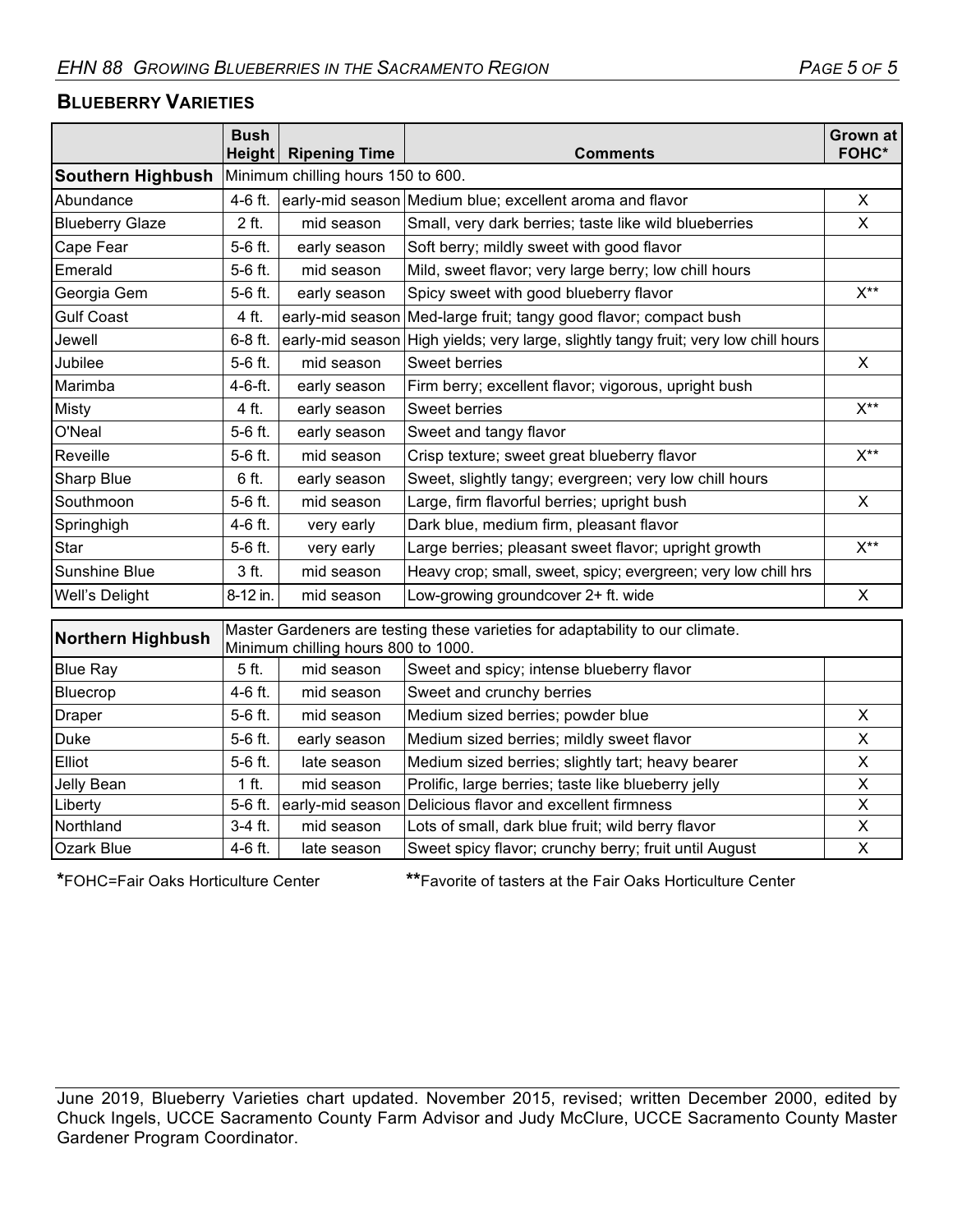## BLUEBERRY VARIETIES

| | Bush Height | Ripening Time | Comments | Grown at FOHC* |
|---|---|---|---|---|
| **Southern Highbush** | Minimum chilling hours 150 to 600. | | | |
| Abundance | 4-6 ft. | early-mid season | Medium blue; excellent aroma and flavor | X |
| Blueberry Glaze | 2 ft. | mid season | Small, very dark berries; taste like wild blueberries | X |
| Cape Fear | 5-6 ft. | early season | Soft berry; mildly sweet with good flavor | |
| Emerald | 5-6 ft. | mid season | Mild, sweet flavor; very large berry; low chill hours | |
| Georgia Gem | 5-6 ft. | early season | Spicy sweet with good blueberry flavor | X** |
| Gulf Coast | 4 ft. | early-mid season | Med-large fruit; tangy good flavor; compact bush | |
| Jewell | 6-8 ft. | early-mid season | High yields; very large, slightly tangy fruit; very low chill hours | |
| Jubilee | 5-6 ft. | mid season | Sweet berries | X |
| Marimba | 4-6-ft. | early season | Firm berry; excellent flavor; vigorous, upright bush | |
| Misty | 4 ft. | early season | Sweet berries | X** |
| O'Neal | 5-6 ft. | early season | Sweet and tangy flavor | |
| Reveille | 5-6 ft. | mid season | Crisp texture; sweet great blueberry flavor | X** |
| Sharp Blue | 6 ft. | early season | Sweet, slightly tangy; evergreen; very low chill hours | |
| Southmoon | 5-6 ft. | mid season | Large, firm flavorful berries; upright bush | X |
| Springhigh | 4-6 ft. | very early | Dark blue, medium firm, pleasant flavor | |
| Star | 5-6 ft. | very early | Large berries; pleasant sweet flavor; upright growth | X** |
| Sunshine Blue | 3 ft. | mid season | Heavy crop; small, sweet, spicy; evergreen; very low chill hrs | |
| Well's Delight | 8-12 in. | mid season | Low-growing groundcover 2+ ft. wide | X |

| | | | | |
|---|---|---|---|---|
| **Northern Highbush** | Master Gardeners are testing these varieties for adaptability to our climate. Minimum chilling hours 800 to 1000. | | | |
| Blue Ray | 5 ft. | mid season | Sweet and spicy; intense blueberry flavor | |
| Bluecrop | 4-6 ft. | mid season | Sweet and crunchy berries | |
| Draper | 5-6 ft. | mid season | Medium sized berries; powder blue | X |
| Duke | 5-6 ft. | early season | Medium sized berries; mildly sweet flavor | X |
| Elliot | 5-6 ft. | late season | Medium sized berries; slightly tart; heavy bearer | X |
| Jelly Bean | 1 ft. | mid season | Prolific, large berries; taste like blueberry jelly | X |
| Liberty | 5-6 ft. | early-mid season | Delicious flavor and excellent firmness | X |
| Northland | 3-4 ft. | mid season | Lots of small, dark blue fruit; wild berry flavor | X |
| Ozark Blue | 4-6 ft. | late season | Sweet spicy flavor; crunchy berry; fruit until August | X |

**\***FOHC=Fair Oaks Horticulture Center

**\*\***Favorite of tasters at the Fair Oaks Horticulture Center

June 2019, Blueberry Varieties chart updated. November 2015, revised; written December 2000, edited by Chuck Ingels, UCCE Sacramento County Farm Advisor and Judy McClure, UCCE Sacramento County Master Gardener Program Coordinator.